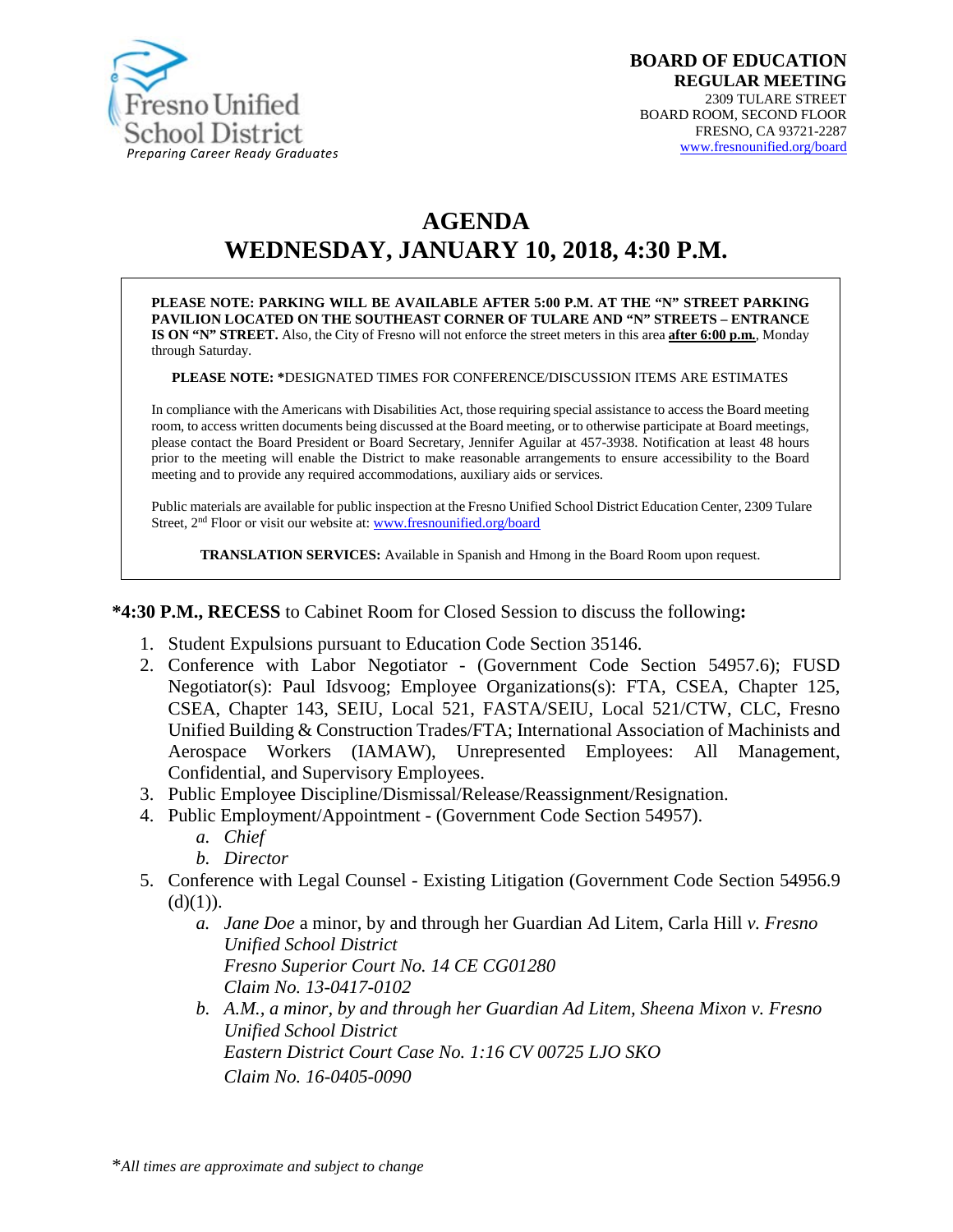Fresno Unified School District
*Preparing Career Ready Graduates*

**BOARD OF EDUCATION**
**REGULAR MEETING**
2309 TULARE STREET
BOARD ROOM, SECOND FLOOR
FRESNO, CA 93721-2287
www.fresnounified.org/board

# AGENDA
# WEDNESDAY, JANUARY 10, 2018, 4:30 P.M.

**PLEASE NOTE: PARKING WILL BE AVAILABLE AFTER 5:00 P.M. AT THE "N" STREET PARKING PAVILION LOCATED ON THE SOUTHEAST CORNER OF TULARE AND "N" STREETS – ENTRANCE IS ON "N" STREET.** Also, the City of Fresno will not enforce the street meters in this area **after 6:00 p.m.**, Monday through Saturday.

**PLEASE NOTE: ***DESIGNATED TIMES FOR CONFERENCE/DISCUSSION ITEMS ARE ESTIMATES

In compliance with the Americans with Disabilities Act, those requiring special assistance to access the Board meeting room, to access written documents being discussed at the Board meeting, or to otherwise participate at Board meetings, please contact the Board President or Board Secretary, Jennifer Aguilar at 457-3938. Notification at least 48 hours prior to the meeting will enable the District to make reasonable arrangements to ensure accessibility to the Board meeting and to provide any required accommodations, auxiliary aids or services.

Public materials are available for public inspection at the Fresno Unified School District Education Center, 2309 Tulare Street, 2nd Floor or visit our website at: www.fresnounified.org/board

**TRANSLATION SERVICES:** Available in Spanish and Hmong in the Board Room upon request.

***4:30 P.M., RECESS** to Cabinet Room for Closed Session to discuss the following**:**

1. Student Expulsions pursuant to Education Code Section 35146.
2. Conference with Labor Negotiator - (Government Code Section 54957.6); FUSD Negotiator(s): Paul Idsvoog; Employee Organizations(s): FTA, CSEA, Chapter 125, CSEA, Chapter 143, SEIU, Local 521, FASTA/SEIU, Local 521/CTW, CLC, Fresno Unified Building & Construction Trades/FTA; International Association of Machinists and Aerospace Workers (IAMAW), Unrepresented Employees: All Management, Confidential, and Supervisory Employees.
3. Public Employee Discipline/Dismissal/Release/Reassignment/Resignation.
4. Public Employment/Appointment - (Government Code Section 54957).
   a. *Chief*
   b. *Director*
5. Conference with Legal Counsel - Existing Litigation (Government Code Section 54956.9 (d)(1)).
   a. *Jane Doe* a minor, by and through her Guardian Ad Litem, Carla Hill *v. Fresno Unified School District*
      *Fresno Superior Court No. 14 CE CG01280*
      *Claim No. 13-0417-0102*
   b. *A.M., a minor, by and through her Guardian Ad Litem, Sheena Mixon v. Fresno Unified School District*
      *Eastern District Court Case No. 1:16 CV 00725 LJO SKO*
      *Claim No. 16-0405-0090*

**All times are approximate and subject to change*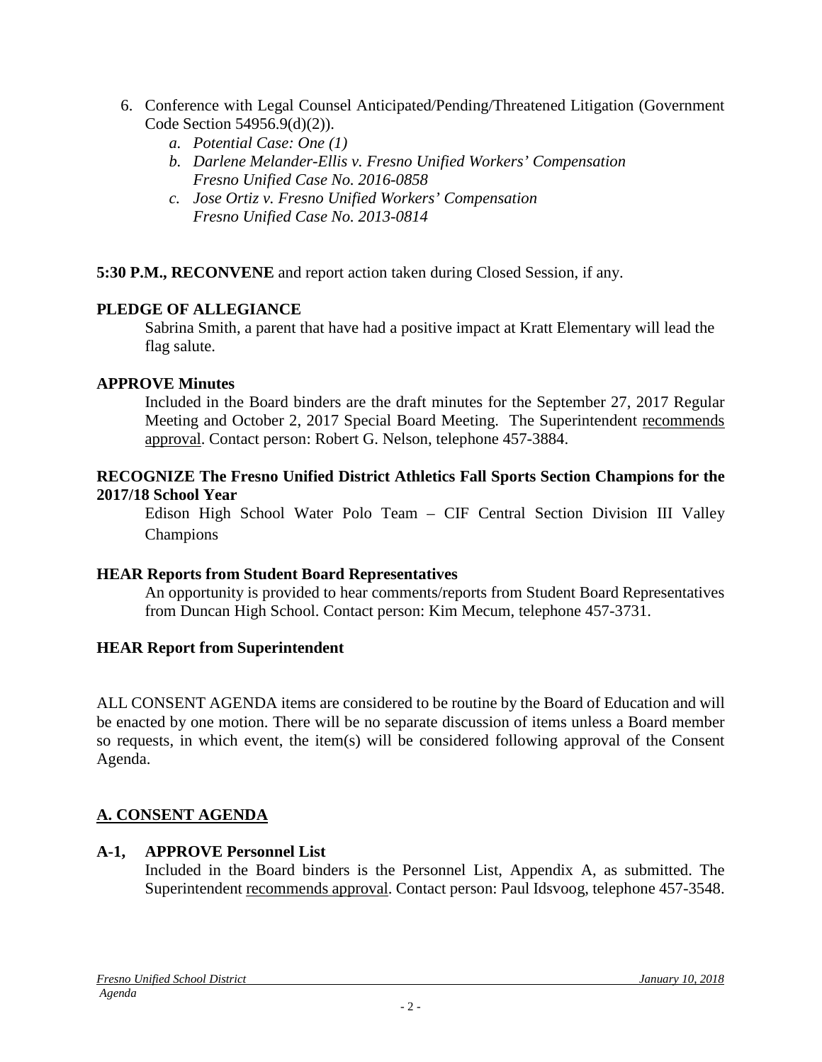6. Conference with Legal Counsel Anticipated/Pending/Threatened Litigation (Government Code Section 54956.9(d)(2)).
   - *a. Potential Case: One (1)*
   - *b. Darlene Melander-Ellis v. Fresno Unified Workers' Compensation Fresno Unified Case No. 2016-0858*
   - *c. Jose Ortiz v. Fresno Unified Workers' Compensation Fresno Unified Case No. 2013-0814*

**5:30 P.M., RECONVENE** and report action taken during Closed Session, if any.

**PLEDGE OF ALLEGIANCE**

Sabrina Smith, a parent that have had a positive impact at Kratt Elementary will lead the flag salute.

**APPROVE Minutes**

Included in the Board binders are the draft minutes for the September 27, 2017 Regular Meeting and October 2, 2017 Special Board Meeting. The Superintendent recommends approval. Contact person: Robert G. Nelson, telephone 457-3884.

**RECOGNIZE The Fresno Unified District Athletics Fall Sports Section Champions for the 2017/18 School Year**

Edison High School Water Polo Team – CIF Central Section Division III Valley Champions

**HEAR Reports from Student Board Representatives**

An opportunity is provided to hear comments/reports from Student Board Representatives from Duncan High School. Contact person: Kim Mecum, telephone 457-3731.

**HEAR Report from Superintendent**

ALL CONSENT AGENDA items are considered to be routine by the Board of Education and will be enacted by one motion. There will be no separate discussion of items unless a Board member so requests, in which event, the item(s) will be considered following approval of the Consent Agenda.

## A. CONSENT AGENDA

**A-1, APPROVE Personnel List**

Included in the Board binders is the Personnel List, Appendix A, as submitted. The Superintendent recommends approval. Contact person: Paul Idsvoog, telephone 457-3548.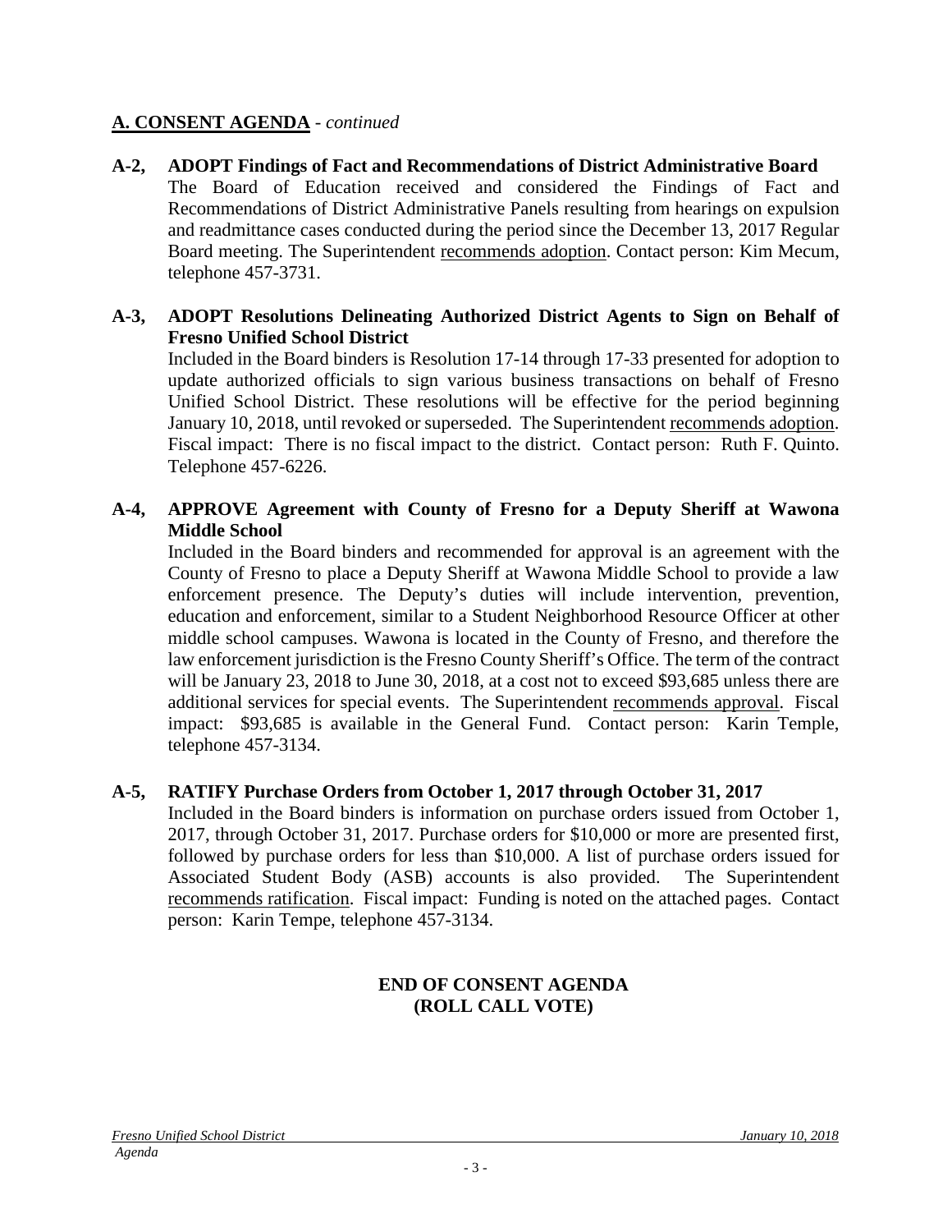## A. CONSENT AGENDA - *continued*

**A-2, ADOPT Findings of Fact and Recommendations of District Administrative Board**
The Board of Education received and considered the Findings of Fact and Recommendations of District Administrative Panels resulting from hearings on expulsion and readmittance cases conducted during the period since the December 13, 2017 Regular Board meeting. The Superintendent recommends adoption. Contact person: Kim Mecum, telephone 457-3731.

**A-3, ADOPT Resolutions Delineating Authorized District Agents to Sign on Behalf of Fresno Unified School District**
Included in the Board binders is Resolution 17-14 through 17-33 presented for adoption to update authorized officials to sign various business transactions on behalf of Fresno Unified School District. These resolutions will be effective for the period beginning January 10, 2018, until revoked or superseded. The Superintendent recommends adoption. Fiscal impact: There is no fiscal impact to the district. Contact person: Ruth F. Quinto. Telephone 457-6226.

**A-4, APPROVE Agreement with County of Fresno for a Deputy Sheriff at Wawona Middle School**
Included in the Board binders and recommended for approval is an agreement with the County of Fresno to place a Deputy Sheriff at Wawona Middle School to provide a law enforcement presence. The Deputy's duties will include intervention, prevention, education and enforcement, similar to a Student Neighborhood Resource Officer at other middle school campuses. Wawona is located in the County of Fresno, and therefore the law enforcement jurisdiction is the Fresno County Sheriff's Office. The term of the contract will be January 23, 2018 to June 30, 2018, at a cost not to exceed $93,685 unless there are additional services for special events. The Superintendent recommends approval. Fiscal impact: $93,685 is available in the General Fund. Contact person: Karin Temple, telephone 457-3134.

**A-5, RATIFY Purchase Orders from October 1, 2017 through October 31, 2017**
Included in the Board binders is information on purchase orders issued from October 1, 2017, through October 31, 2017. Purchase orders for $10,000 or more are presented first, followed by purchase orders for less than $10,000. A list of purchase orders issued for Associated Student Body (ASB) accounts is also provided. The Superintendent recommends ratification. Fiscal impact: Funding is noted on the attached pages. Contact person: Karin Tempe, telephone 457-3134.

**END OF CONSENT AGENDA**
**(ROLL CALL VOTE)**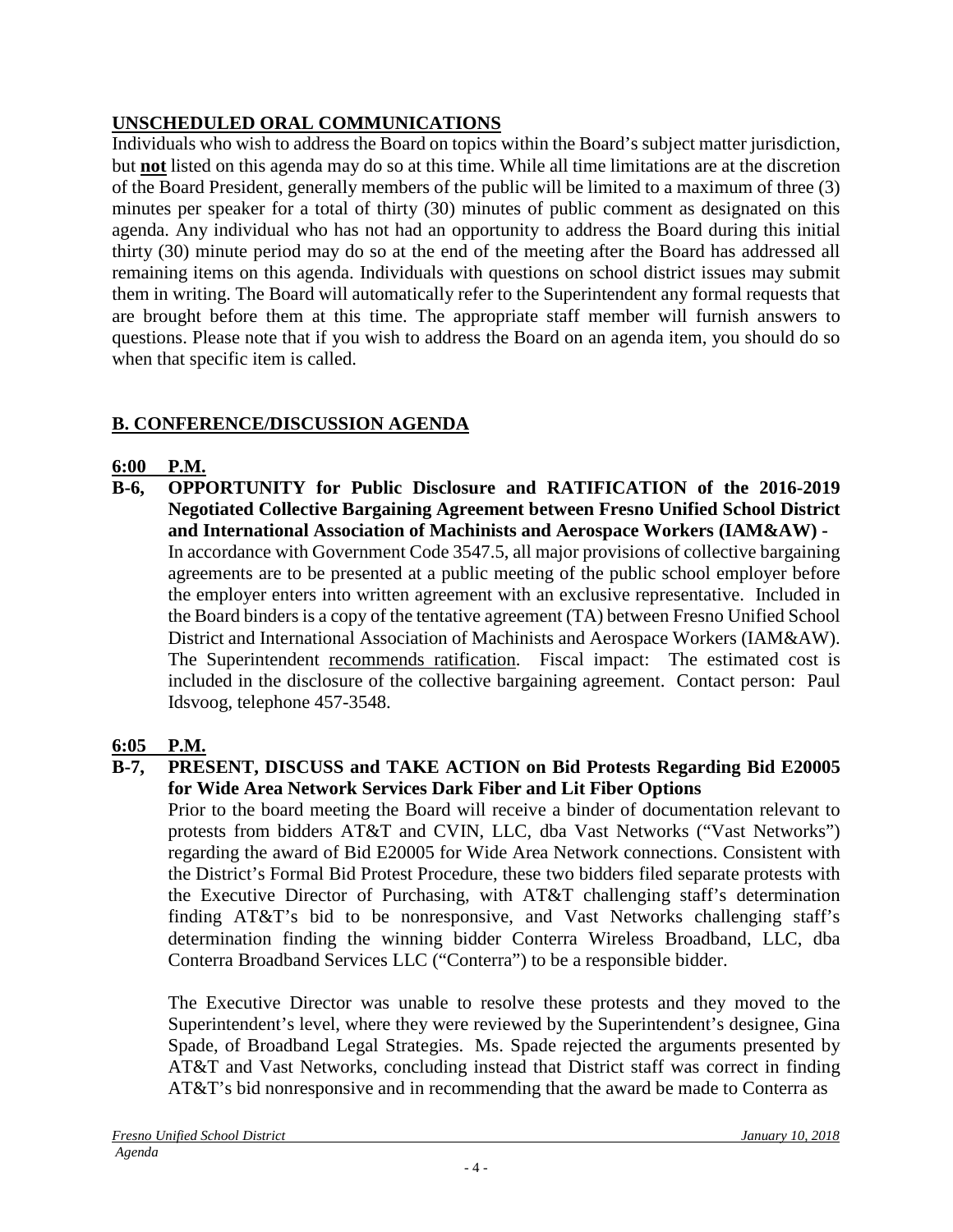## UNSCHEDULED ORAL COMMUNICATIONS

Individuals who wish to address the Board on topics within the Board's subject matter jurisdiction, but **not** listed on this agenda may do so at this time. While all time limitations are at the discretion of the Board President, generally members of the public will be limited to a maximum of three (3) minutes per speaker for a total of thirty (30) minutes of public comment as designated on this agenda. Any individual who has not had an opportunity to address the Board during this initial thirty (30) minute period may do so at the end of the meeting after the Board has addressed all remaining items on this agenda. Individuals with questions on school district issues may submit them in writing. The Board will automatically refer to the Superintendent any formal requests that are brought before them at this time. The appropriate staff member will furnish answers to questions. Please note that if you wish to address the Board on an agenda item, you should do so when that specific item is called.

## B. CONFERENCE/DISCUSSION AGENDA

**6:00 P.M.**

**B-6, OPPORTUNITY for Public Disclosure and RATIFICATION of the 2016-2019 Negotiated Collective Bargaining Agreement between Fresno Unified School District and International Association of Machinists and Aerospace Workers (IAM&AW) -**
In accordance with Government Code 3547.5, all major provisions of collective bargaining agreements are to be presented at a public meeting of the public school employer before the employer enters into written agreement with an exclusive representative. Included in the Board binders is a copy of the tentative agreement (TA) between Fresno Unified School District and International Association of Machinists and Aerospace Workers (IAM&AW). The Superintendent recommends ratification. Fiscal impact: The estimated cost is included in the disclosure of the collective bargaining agreement. Contact person: Paul Idsvoog, telephone 457-3548.

**6:05 P.M.**

**B-7, PRESENT, DISCUSS and TAKE ACTION on Bid Protests Regarding Bid E20005 for Wide Area Network Services Dark Fiber and Lit Fiber Options**
Prior to the board meeting the Board will receive a binder of documentation relevant to protests from bidders AT&T and CVIN, LLC, dba Vast Networks ("Vast Networks") regarding the award of Bid E20005 for Wide Area Network connections. Consistent with the District's Formal Bid Protest Procedure, these two bidders filed separate protests with the Executive Director of Purchasing, with AT&T challenging staff's determination finding AT&T's bid to be nonresponsive, and Vast Networks challenging staff's determination finding the winning bidder Conterra Wireless Broadband, LLC, dba Conterra Broadband Services LLC ("Conterra") to be a responsible bidder.

The Executive Director was unable to resolve these protests and they moved to the Superintendent's level, where they were reviewed by the Superintendent's designee, Gina Spade, of Broadband Legal Strategies. Ms. Spade rejected the arguments presented by AT&T and Vast Networks, concluding instead that District staff was correct in finding AT&T's bid nonresponsive and in recommending that the award be made to Conterra as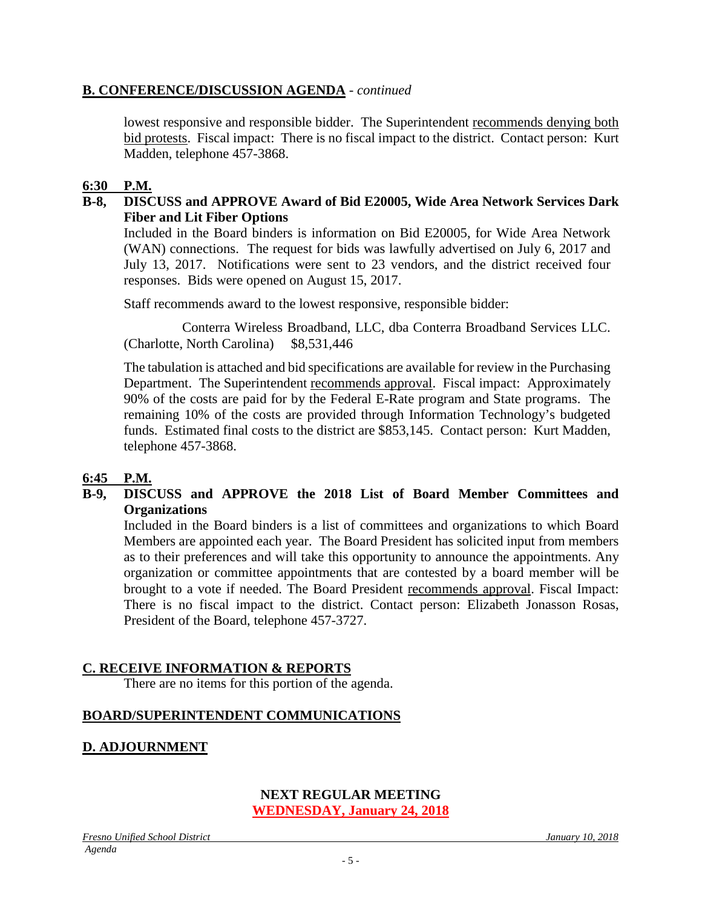## B. CONFERENCE/DISCUSSION AGENDA - *continued*

lowest responsive and responsible bidder. The Superintendent recommends denying both bid protests. Fiscal impact: There is no fiscal impact to the district. Contact person: Kurt Madden, telephone 457-3868.

**6:30 P.M.**

**B-8, DISCUSS and APPROVE Award of Bid E20005, Wide Area Network Services Dark Fiber and Lit Fiber Options**

Included in the Board binders is information on Bid E20005, for Wide Area Network (WAN) connections. The request for bids was lawfully advertised on July 6, 2017 and July 13, 2017. Notifications were sent to 23 vendors, and the district received four responses. Bids were opened on August 15, 2017.

Staff recommends award to the lowest responsive, responsible bidder:

Conterra Wireless Broadband, LLC, dba Conterra Broadband Services LLC. (Charlotte, North Carolina) $8,531,446

The tabulation is attached and bid specifications are available for review in the Purchasing Department. The Superintendent recommends approval. Fiscal impact: Approximately 90% of the costs are paid for by the Federal E-Rate program and State programs. The remaining 10% of the costs are provided through Information Technology's budgeted funds. Estimated final costs to the district are $853,145. Contact person: Kurt Madden, telephone 457-3868.

**6:45 P.M.**

**B-9, DISCUSS and APPROVE the 2018 List of Board Member Committees and Organizations**

Included in the Board binders is a list of committees and organizations to which Board Members are appointed each year. The Board President has solicited input from members as to their preferences and will take this opportunity to announce the appointments. Any organization or committee appointments that are contested by a board member will be brought to a vote if needed. The Board President recommends approval. Fiscal Impact: There is no fiscal impact to the district. Contact person: Elizabeth Jonasson Rosas, President of the Board, telephone 457-3727.

## C. RECEIVE INFORMATION & REPORTS

There are no items for this portion of the agenda.

## BOARD/SUPERINTENDENT COMMUNICATIONS

## D. ADJOURNMENT

**NEXT REGULAR MEETING**

**WEDNESDAY, January 24, 2018**